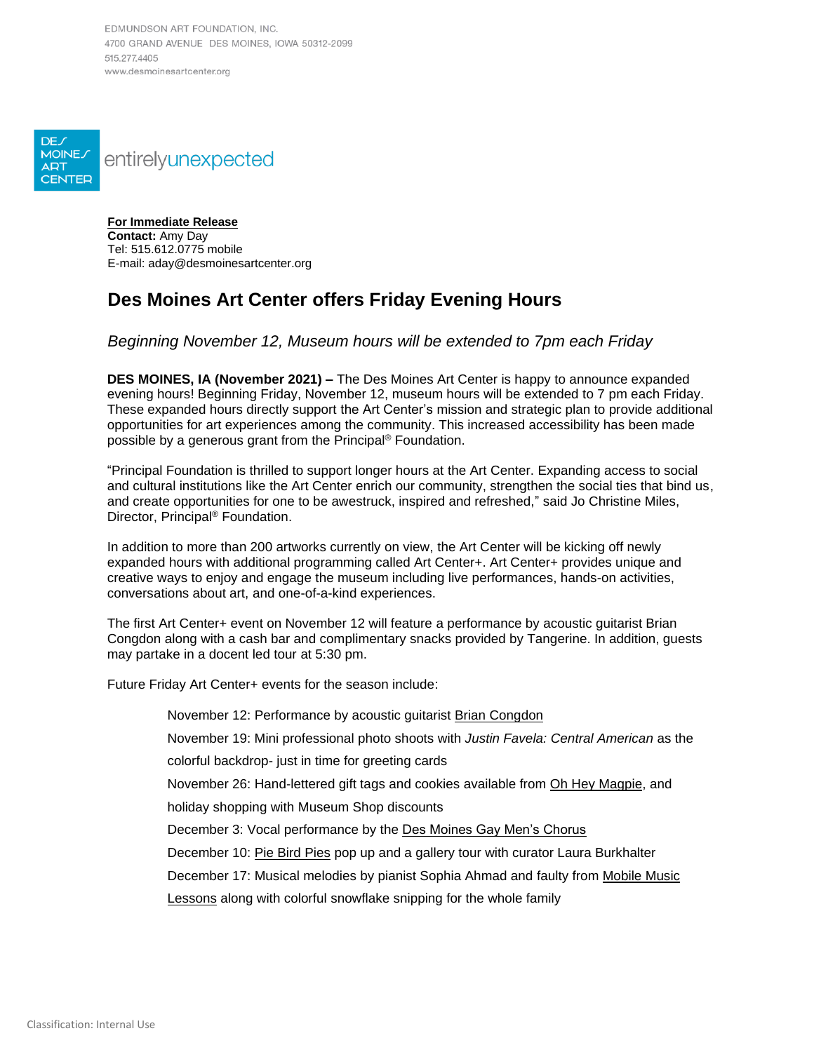EDMUNDSON ART FOUNDATION, INC.
4700 GRAND AVENUE DES MOINES, IOWA 50312-2099
515.277.4405
www.desmoinesartcenter.org

DES MOINES ART CENTER entirelyunexpected

**For Immediate Release**
**Contact:** Amy Day
Tel: 515.612.0775 mobile
E-mail: aday@desmoinesartcenter.org

# Des Moines Art Center offers Friday Evening Hours

*Beginning November 12, Museum hours will be extended to 7pm each Friday*

**DES MOINES, IA (November 2021) –** The Des Moines Art Center is happy to announce expanded evening hours! Beginning Friday, November 12, museum hours will be extended to 7 pm each Friday. These expanded hours directly support the Art Center's mission and strategic plan to provide additional opportunities for art experiences among the community. This increased accessibility has been made possible by a generous grant from the Principal® Foundation.

"Principal Foundation is thrilled to support longer hours at the Art Center. Expanding access to social and cultural institutions like the Art Center enrich our community, strengthen the social ties that bind us, and create opportunities for one to be awestruck, inspired and refreshed," said Jo Christine Miles, Director, Principal® Foundation.

In addition to more than 200 artworks currently on view, the Art Center will be kicking off newly expanded hours with additional programming called Art Center+. Art Center+ provides unique and creative ways to enjoy and engage the museum including live performances, hands-on activities, conversations about art, and one-of-a-kind experiences.

The first Art Center+ event on November 12 will feature a performance by acoustic guitarist Brian Congdon along with a cash bar and complimentary snacks provided by Tangerine. In addition, guests may partake in a docent led tour at 5:30 pm.

Future Friday Art Center+ events for the season include:

November 12: Performance by acoustic guitarist Brian Congdon

November 19: Mini professional photo shoots with *Justin Favela: Central American* as the colorful backdrop- just in time for greeting cards

November 26: Hand-lettered gift tags and cookies available from Oh Hey Magpie, and holiday shopping with Museum Shop discounts

December 3: Vocal performance by the Des Moines Gay Men's Chorus

December 10: Pie Bird Pies pop up and a gallery tour with curator Laura Burkhalter

December 17: Musical melodies by pianist Sophia Ahmad and faulty from Mobile Music Lessons along with colorful snowflake snipping for the whole family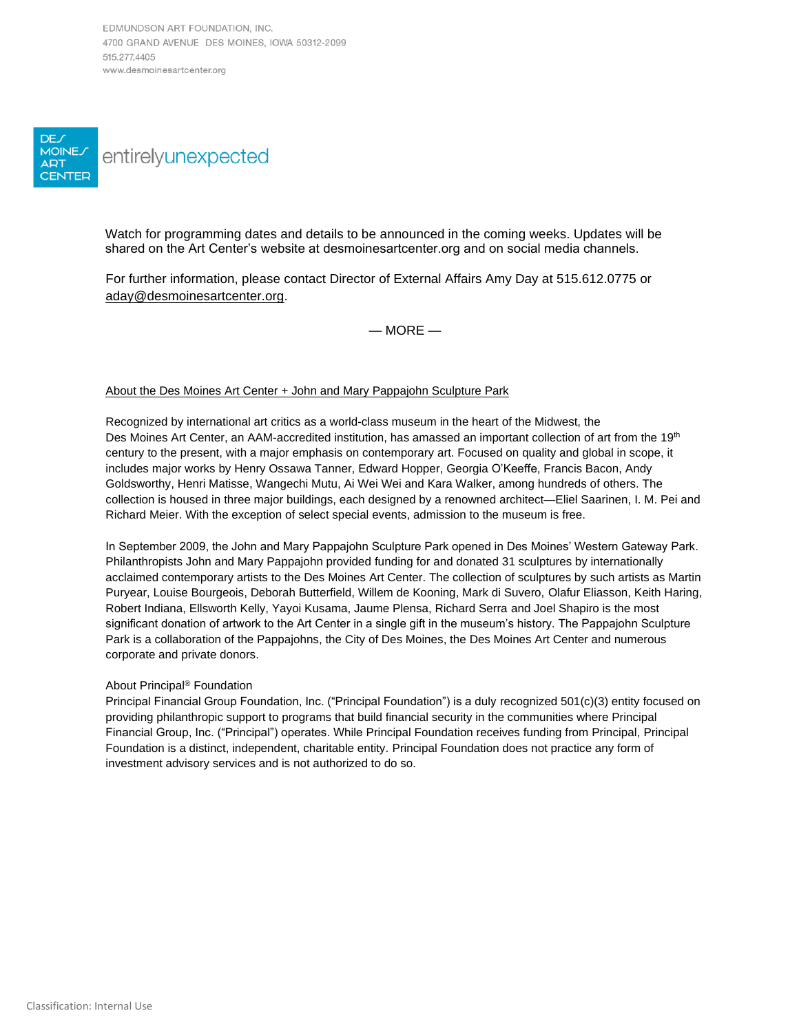EDMUNDSON ART FOUNDATION, INC.
4700 GRAND AVENUE DES MOINES, IOWA 50312-2099
515.277.4405
www.desmoinesartcenter.org

DES MOINES ART CENTER entirelyunexpected

Watch for programming dates and details to be announced in the coming weeks. Updates will be shared on the Art Center's website at desmoinesartcenter.org and on social media channels.

For further information, please contact Director of External Affairs Amy Day at 515.612.0775 or aday@desmoinesartcenter.org.

— MORE —

About the Des Moines Art Center + John and Mary Pappajohn Sculpture Park

Recognized by international art critics as a world-class museum in the heart of the Midwest, the Des Moines Art Center, an AAM-accredited institution, has amassed an important collection of art from the 19th century to the present, with a major emphasis on contemporary art. Focused on quality and global in scope, it includes major works by Henry Ossawa Tanner, Edward Hopper, Georgia O'Keeffe, Francis Bacon, Andy Goldsworthy, Henri Matisse, Wangechi Mutu, Ai Wei Wei and Kara Walker, among hundreds of others. The collection is housed in three major buildings, each designed by a renowned architect—Eliel Saarinen, I. M. Pei and Richard Meier. With the exception of select special events, admission to the museum is free.

In September 2009, the John and Mary Pappajohn Sculpture Park opened in Des Moines' Western Gateway Park. Philanthropists John and Mary Pappajohn provided funding for and donated 31 sculptures by internationally acclaimed contemporary artists to the Des Moines Art Center. The collection of sculptures by such artists as Martin Puryear, Louise Bourgeois, Deborah Butterfield, Willem de Kooning, Mark di Suvero, Olafur Eliasson, Keith Haring, Robert Indiana, Ellsworth Kelly, Yayoi Kusama, Jaume Plensa, Richard Serra and Joel Shapiro is the most significant donation of artwork to the Art Center in a single gift in the museum's history. The Pappajohn Sculpture Park is a collaboration of the Pappajohns, the City of Des Moines, the Des Moines Art Center and numerous corporate and private donors.

About Principal® Foundation

Principal Financial Group Foundation, Inc. ("Principal Foundation") is a duly recognized 501(c)(3) entity focused on providing philanthropic support to programs that build financial security in the communities where Principal Financial Group, Inc. ("Principal") operates. While Principal Foundation receives funding from Principal, Principal Foundation is a distinct, independent, charitable entity. Principal Foundation does not practice any form of investment advisory services and is not authorized to do so.